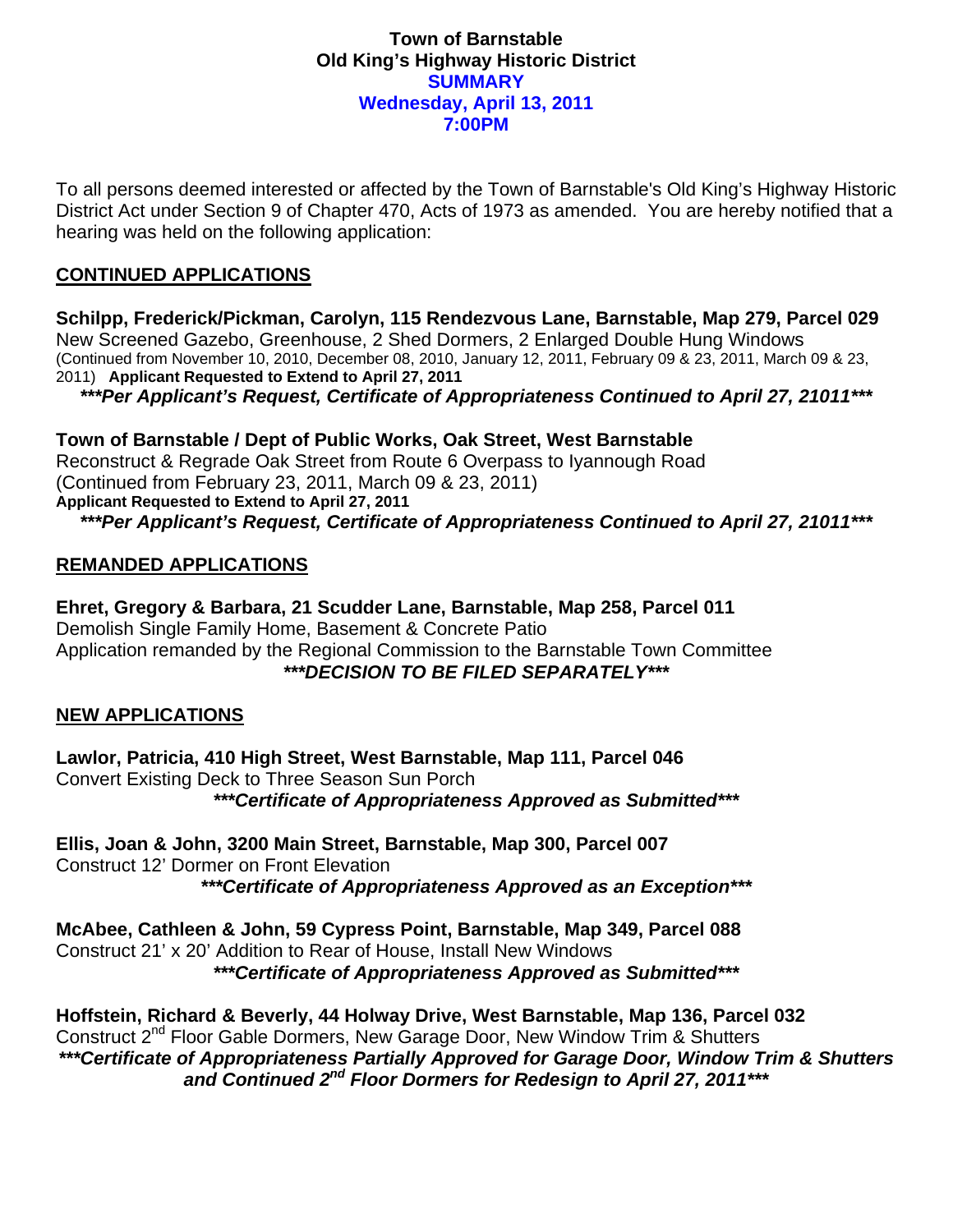**Town of Barnstable**
**Old King's Highway Historic District**
**SUMMARY**
**Wednesday, April 13, 2011**
**7:00PM**

To all persons deemed interested or affected by the Town of Barnstable's Old King's Highway Historic District Act under Section 9 of Chapter 470, Acts of 1973 as amended. You are hereby notified that a hearing was held on the following application:

## CONTINUED APPLICATIONS

**Schilpp, Frederick/Pickman, Carolyn, 115 Rendezvous Lane, Barnstable, Map 279, Parcel 029**
New Screened Gazebo, Greenhouse, 2 Shed Dormers, 2 Enlarged Double Hung Windows
(Continued from November 10, 2010, December 08, 2010, January 12, 2011, February 09 & 23, 2011, March 09 & 23, 2011) **Applicant Requested to Extend to April 27, 2011**
***\*\*\*Per Applicant's Request, Certificate of Appropriateness Continued to April 27, 21011\*\*\****

**Town of Barnstable / Dept of Public Works, Oak Street, West Barnstable**
Reconstruct & Regrade Oak Street from Route 6 Overpass to Iyannough Road
(Continued from February 23, 2011, March 09 & 23, 2011)
**Applicant Requested to Extend to April 27, 2011**
***\*\*\*Per Applicant's Request, Certificate of Appropriateness Continued to April 27, 21011\*\*\****

## REMANDED APPLICATIONS

**Ehret, Gregory & Barbara, 21 Scudder Lane, Barnstable, Map 258, Parcel 011**
Demolish Single Family Home, Basement & Concrete Patio
Application remanded by the Regional Commission to the Barnstable Town Committee
***\*\*\*DECISION TO BE FILED SEPARATELY\*\*\****

## NEW APPLICATIONS

**Lawlor, Patricia, 410 High Street, West Barnstable, Map 111, Parcel 046**
Convert Existing Deck to Three Season Sun Porch
***\*\*\*Certificate of Appropriateness Approved as Submitted\*\*\****

**Ellis, Joan & John, 3200 Main Street, Barnstable, Map 300, Parcel 007**
Construct 12' Dormer on Front Elevation
***\*\*\*Certificate of Appropriateness Approved as an Exception\*\*\****

**McAbee, Cathleen & John, 59 Cypress Point, Barnstable, Map 349, Parcel 088**
Construct 21' x 20' Addition to Rear of House, Install New Windows
***\*\*\*Certificate of Appropriateness Approved as Submitted\*\*\****

**Hoffstein, Richard & Beverly, 44 Holway Drive, West Barnstable, Map 136, Parcel 032**
Construct 2nd Floor Gable Dormers, New Garage Door, New Window Trim & Shutters
***\*\*\*Certificate of Appropriateness Partially Approved for Garage Door, Window Trim & Shutters and Continued 2nd Floor Dormers for Redesign to April 27, 2011\*\*\****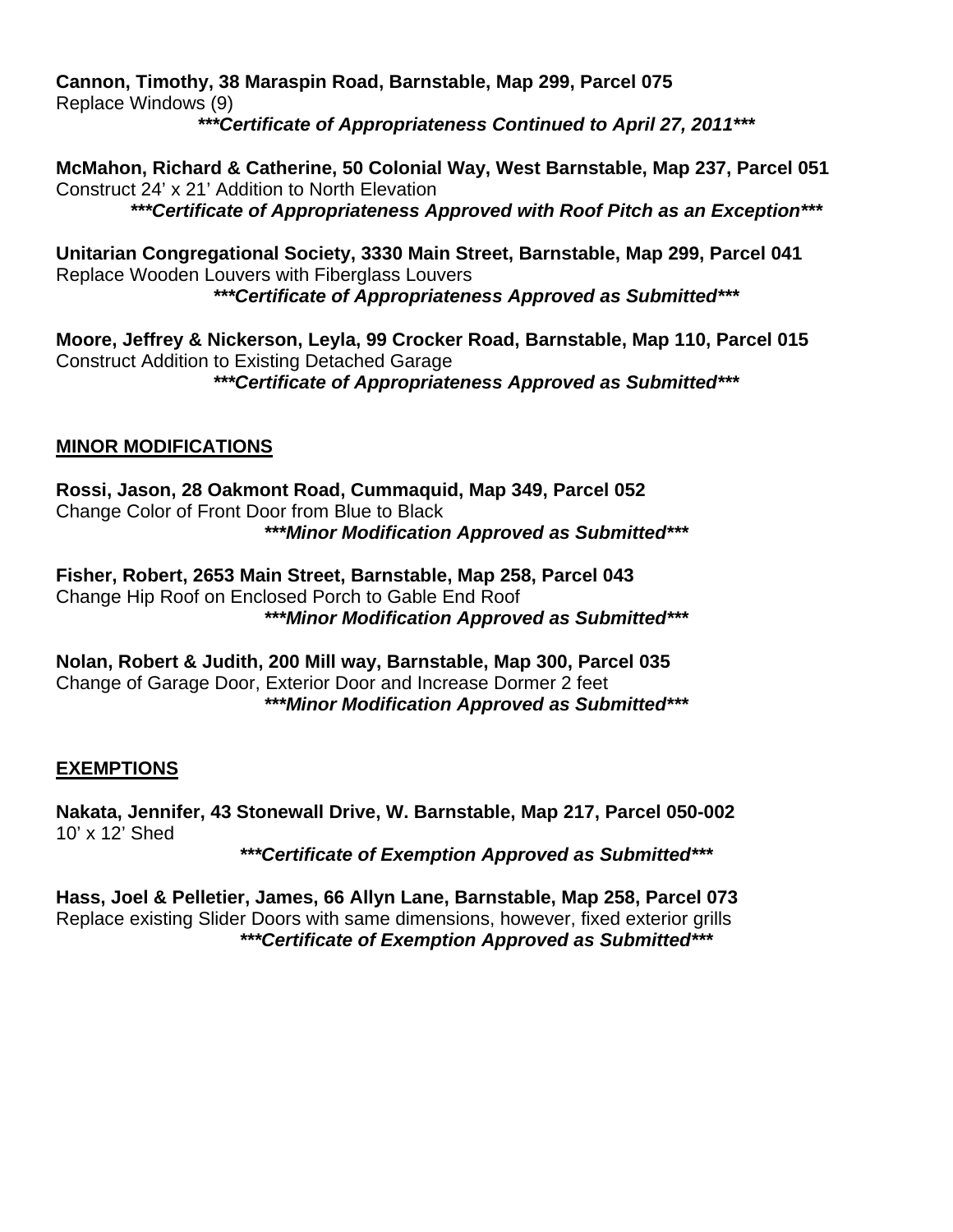**Cannon, Timothy, 38 Maraspin Road, Barnstable, Map 299, Parcel 075**
Replace Windows (9)
***\*\*\*Certificate of Appropriateness Continued to April 27, 2011\*\*\****

**McMahon, Richard & Catherine, 50 Colonial Way, West Barnstable, Map 237, Parcel 051**
Construct 24' x 21' Addition to North Elevation
***\*\*\*Certificate of Appropriateness Approved with Roof Pitch as an Exception\*\*\****

**Unitarian Congregational Society, 3330 Main Street, Barnstable, Map 299, Parcel 041**
Replace Wooden Louvers with Fiberglass Louvers
***\*\*\*Certificate of Appropriateness Approved as Submitted\*\*\****

**Moore, Jeffrey & Nickerson, Leyla, 99 Crocker Road, Barnstable, Map 110, Parcel 015**
Construct Addition to Existing Detached Garage
***\*\*\*Certificate of Appropriateness Approved as Submitted\*\*\****

## MINOR MODIFICATIONS

**Rossi, Jason, 28 Oakmont Road, Cummaquid, Map 349, Parcel 052**
Change Color of Front Door from Blue to Black
***\*\*\*Minor Modification Approved as Submitted\*\*\****

**Fisher, Robert, 2653 Main Street, Barnstable, Map 258, Parcel 043**
Change Hip Roof on Enclosed Porch to Gable End Roof
***\*\*\*Minor Modification Approved as Submitted\*\*\****

**Nolan, Robert & Judith, 200 Mill way, Barnstable, Map 300, Parcel 035**
Change of Garage Door, Exterior Door and Increase Dormer 2 feet
***\*\*\*Minor Modification Approved as Submitted\*\*\****

## EXEMPTIONS

**Nakata, Jennifer, 43 Stonewall Drive, W. Barnstable, Map 217, Parcel 050-002**
10' x 12' Shed
***\*\*\*Certificate of Exemption Approved as Submitted\*\*\****

**Hass, Joel & Pelletier, James, 66 Allyn Lane, Barnstable, Map 258, Parcel 073**
Replace existing Slider Doors with same dimensions, however, fixed exterior grills
***\*\*\*Certificate of Exemption Approved as Submitted\*\*\****